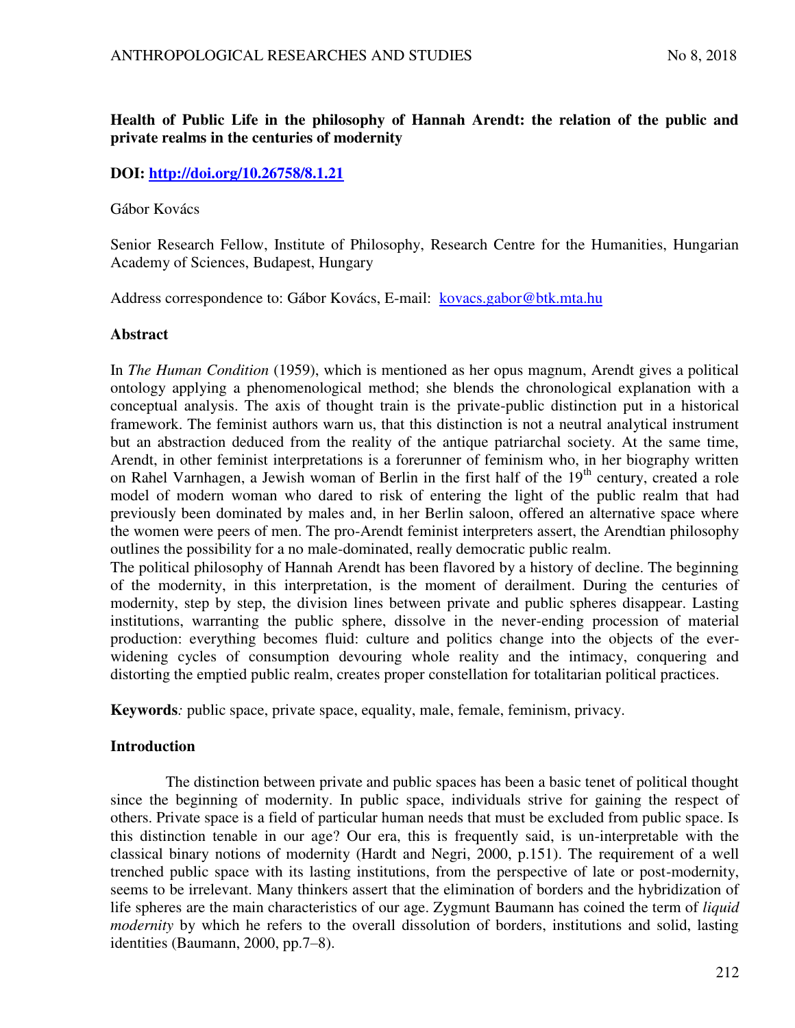# Health of Public Life in the philosophy of Hannah Arendt: the relation of the public and private realms in the centuries of modernity

**DOI: http://doi.org/10.26758/8.1.21**

Gábor Kovács

Senior Research Fellow, Institute of Philosophy, Research Centre for the Humanities, Hungarian Academy of Sciences, Budapest, Hungary

Address correspondence to: Gábor Kovács, E-mail: kovacs.gabor@btk.mta.hu

## Abstract

In *The Human Condition* (1959), which is mentioned as her opus magnum, Arendt gives a political ontology applying a phenomenological method; she blends the chronological explanation with a conceptual analysis. The axis of thought train is the private-public distinction put in a historical framework. The feminist authors warn us, that this distinction is not a neutral analytical instrument but an abstraction deduced from the reality of the antique patriarchal society. At the same time, Arendt, in other feminist interpretations is a forerunner of feminism who, in her biography written on Rahel Varnhagen, a Jewish woman of Berlin in the first half of the 19th century, created a role model of modern woman who dared to risk of entering the light of the public realm that had previously been dominated by males and, in her Berlin saloon, offered an alternative space where the women were peers of men. The pro-Arendt feminist interpreters assert, the Arendtian philosophy outlines the possibility for a no male-dominated, really democratic public realm.

The political philosophy of Hannah Arendt has been flavored by a history of decline. The beginning of the modernity, in this interpretation, is the moment of derailment. During the centuries of modernity, step by step, the division lines between private and public spheres disappear. Lasting institutions, warranting the public sphere, dissolve in the never-ending procession of material production: everything becomes fluid: culture and politics change into the objects of the ever-widening cycles of consumption devouring whole reality and the intimacy, conquering and distorting the emptied public realm, creates proper constellation for totalitarian political practices.

**Keywords***:* public space, private space, equality, male, female, feminism, privacy.

## Introduction

The distinction between private and public spaces has been a basic tenet of political thought since the beginning of modernity. In public space, individuals strive for gaining the respect of others. Private space is a field of particular human needs that must be excluded from public space. Is this distinction tenable in our age? Our era, this is frequently said, is un-interpretable with the classical binary notions of modernity (Hardt and Negri, 2000, p.151). The requirement of a well trenched public space with its lasting institutions, from the perspective of late or post-modernity, seems to be irrelevant. Many thinkers assert that the elimination of borders and the hybridization of life spheres are the main characteristics of our age. Zygmunt Baumann has coined the term of *liquid modernity* by which he refers to the overall dissolution of borders, institutions and solid, lasting identities (Baumann, 2000, pp.7–8).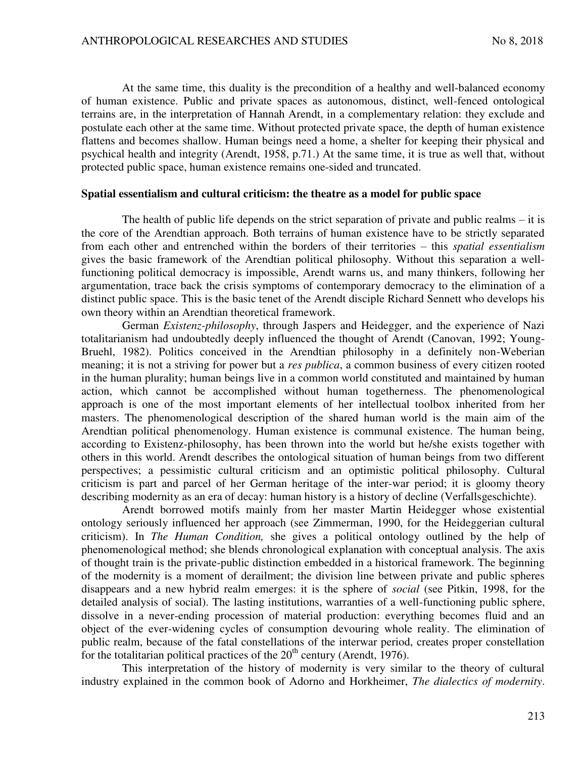At the same time, this duality is the precondition of a healthy and well-balanced economy of human existence. Public and private spaces as autonomous, distinct, well-fenced ontological terrains are, in the interpretation of Hannah Arendt, in a complementary relation: they exclude and postulate each other at the same time. Without protected private space, the depth of human existence flattens and becomes shallow. Human beings need a home, a shelter for keeping their physical and psychical health and integrity (Arendt, 1958, p.71.) At the same time, it is true as well that, without protected public space, human existence remains one-sided and truncated.

## Spatial essentialism and cultural criticism: the theatre as a model for public space

The health of public life depends on the strict separation of private and public realms – it is the core of the Arendtian approach. Both terrains of human existence have to be strictly separated from each other and entrenched within the borders of their territories – this *spatial essentialism* gives the basic framework of the Arendtian political philosophy. Without this separation a well-functioning political democracy is impossible, Arendt warns us, and many thinkers, following her argumentation, trace back the crisis symptoms of contemporary democracy to the elimination of a distinct public space. This is the basic tenet of the Arendt disciple Richard Sennett who develops his own theory within an Arendtian theoretical framework.

German *Existenz-philosophy*, through Jaspers and Heidegger, and the experience of Nazi totalitarianism had undoubtedly deeply influenced the thought of Arendt (Canovan, 1992; Young-Bruehl, 1982). Politics conceived in the Arendtian philosophy in a definitely non-Weberian meaning; it is not a striving for power but a *res publica*, a common business of every citizen rooted in the human plurality; human beings live in a common world constituted and maintained by human action, which cannot be accomplished without human togetherness. The phenomenological approach is one of the most important elements of her intellectual toolbox inherited from her masters. The phenomenological description of the shared human world is the main aim of the Arendtian political phenomenology. Human existence is communal existence. The human being, according to Existenz-philosophy, has been thrown into the world but he/she exists together with others in this world. Arendt describes the ontological situation of human beings from two different perspectives; a pessimistic cultural criticism and an optimistic political philosophy. Cultural criticism is part and parcel of her German heritage of the inter-war period; it is gloomy theory describing modernity as an era of decay: human history is a history of decline (Verfallsgeschichte).

Arendt borrowed motifs mainly from her master Martin Heidegger whose existential ontology seriously influenced her approach (see Zimmerman, 1990, for the Heideggerian cultural criticism). In *The Human Condition,* she gives a political ontology outlined by the help of phenomenological method; she blends chronological explanation with conceptual analysis. The axis of thought train is the private-public distinction embedded in a historical framework. The beginning of the modernity is a moment of derailment; the division line between private and public spheres disappears and a new hybrid realm emerges: it is the sphere of *social* (see Pitkin, 1998, for the detailed analysis of social). The lasting institutions, warranties of a well-functioning public sphere, dissolve in a never-ending procession of material production: everything becomes fluid and an object of the ever-widening cycles of consumption devouring whole reality. The elimination of public realm, because of the fatal constellations of the interwar period, creates proper constellation for the totalitarian political practices of the 20th century (Arendt, 1976).

This interpretation of the history of modernity is very similar to the theory of cultural industry explained in the common book of Adorno and Horkheimer, *The dialectics of modernity*.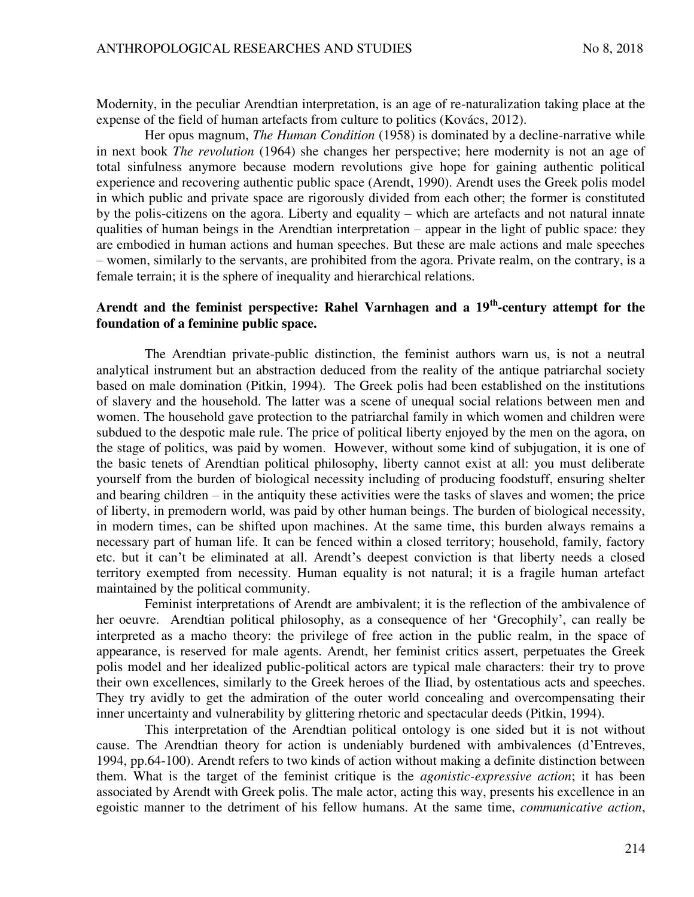Modernity, in the peculiar Arendtian interpretation, is an age of re-naturalization taking place at the expense of the field of human artefacts from culture to politics (Kovács, 2012).

Her opus magnum, *The Human Condition* (1958) is dominated by a decline-narrative while in next book *The revolution* (1964) she changes her perspective; here modernity is not an age of total sinfulness anymore because modern revolutions give hope for gaining authentic political experience and recovering authentic public space (Arendt, 1990). Arendt uses the Greek polis model in which public and private space are rigorously divided from each other; the former is constituted by the polis-citizens on the agora. Liberty and equality – which are artefacts and not natural innate qualities of human beings in the Arendtian interpretation – appear in the light of public space: they are embodied in human actions and human speeches. But these are male actions and male speeches – women, similarly to the servants, are prohibited from the agora. Private realm, on the contrary, is a female terrain; it is the sphere of inequality and hierarchical relations.

## Arendt and the feminist perspective: Rahel Varnhagen and a 19th-century attempt for the foundation of a feminine public space.

The Arendtian private-public distinction, the feminist authors warn us, is not a neutral analytical instrument but an abstraction deduced from the reality of the antique patriarchal society based on male domination (Pitkin, 1994). The Greek polis had been established on the institutions of slavery and the household. The latter was a scene of unequal social relations between men and women. The household gave protection to the patriarchal family in which women and children were subdued to the despotic male rule. The price of political liberty enjoyed by the men on the agora, on the stage of politics, was paid by women. However, without some kind of subjugation, it is one of the basic tenets of Arendtian political philosophy, liberty cannot exist at all: you must deliberate yourself from the burden of biological necessity including of producing foodstuff, ensuring shelter and bearing children – in the antiquity these activities were the tasks of slaves and women; the price of liberty, in premodern world, was paid by other human beings. The burden of biological necessity, in modern times, can be shifted upon machines. At the same time, this burden always remains a necessary part of human life. It can be fenced within a closed territory; household, family, factory etc. but it can't be eliminated at all. Arendt's deepest conviction is that liberty needs a closed territory exempted from necessity. Human equality is not natural; it is a fragile human artefact maintained by the political community.

Feminist interpretations of Arendt are ambivalent; it is the reflection of the ambivalence of her oeuvre. Arendtian political philosophy, as a consequence of her 'Grecophily', can really be interpreted as a macho theory: the privilege of free action in the public realm, in the space of appearance, is reserved for male agents. Arendt, her feminist critics assert, perpetuates the Greek polis model and her idealized public-political actors are typical male characters: their try to prove their own excellences, similarly to the Greek heroes of the Iliad, by ostentatious acts and speeches. They try avidly to get the admiration of the outer world concealing and overcompensating their inner uncertainty and vulnerability by glittering rhetoric and spectacular deeds (Pitkin, 1994).

This interpretation of the Arendtian political ontology is one sided but it is not without cause. The Arendtian theory for action is undeniably burdened with ambivalences (d'Entreves, 1994, pp.64-100). Arendt refers to two kinds of action without making a definite distinction between them. What is the target of the feminist critique is the *agonistic-expressive action*; it has been associated by Arendt with Greek polis. The male actor, acting this way, presents his excellence in an egoistic manner to the detriment of his fellow humans. At the same time, *communicative action*,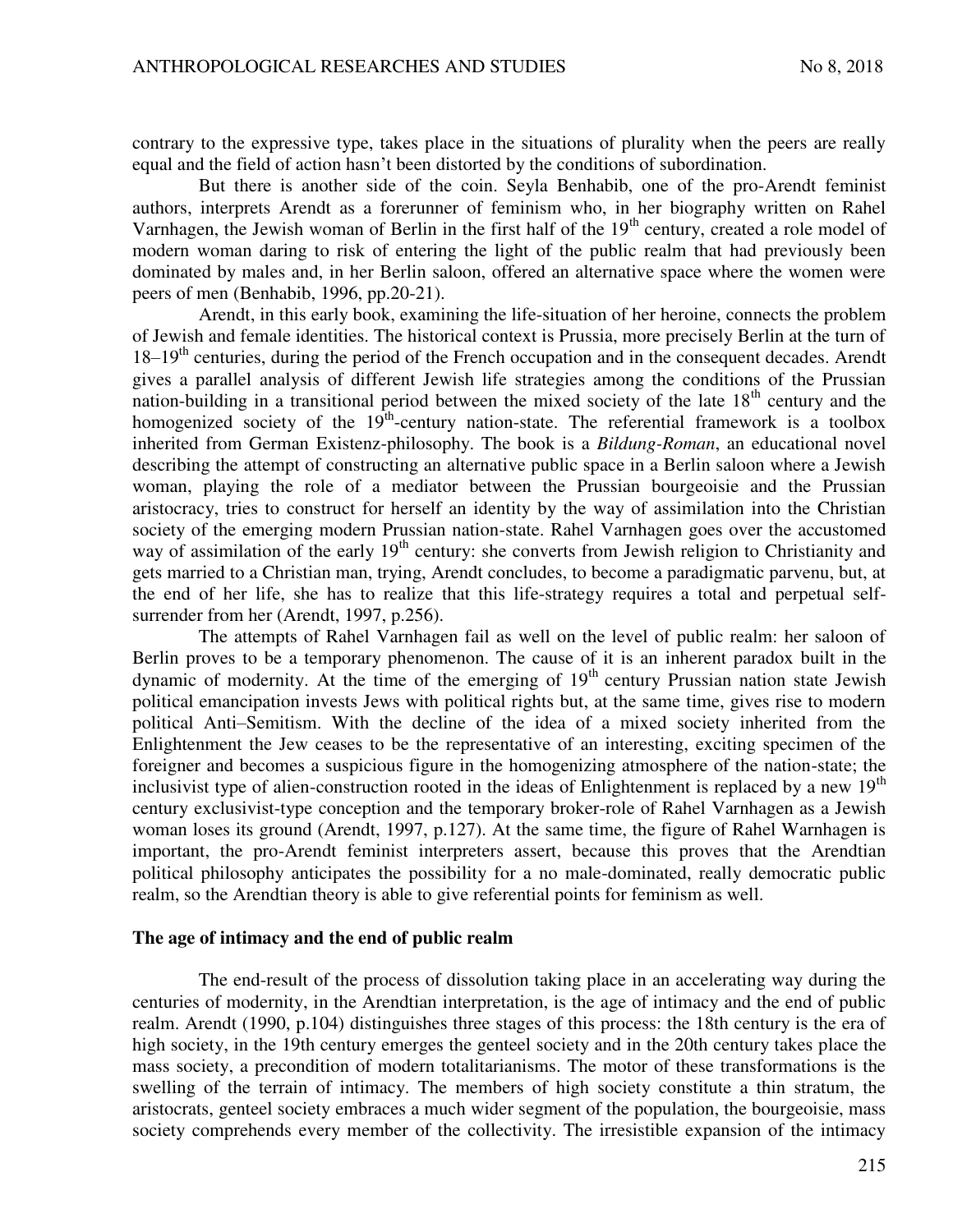contrary to the expressive type, takes place in the situations of plurality when the peers are really equal and the field of action hasn't been distorted by the conditions of subordination.

But there is another side of the coin. Seyla Benhabib, one of the pro-Arendt feminist authors, interprets Arendt as a forerunner of feminism who, in her biography written on Rahel Varnhagen, the Jewish woman of Berlin in the first half of the 19th century, created a role model of modern woman daring to risk of entering the light of the public realm that had previously been dominated by males and, in her Berlin saloon, offered an alternative space where the women were peers of men (Benhabib, 1996, pp.20-21).

Arendt, in this early book, examining the life-situation of her heroine, connects the problem of Jewish and female identities. The historical context is Prussia, more precisely Berlin at the turn of 18–19th centuries, during the period of the French occupation and in the consequent decades. Arendt gives a parallel analysis of different Jewish life strategies among the conditions of the Prussian nation-building in a transitional period between the mixed society of the late 18th century and the homogenized society of the 19th-century nation-state. The referential framework is a toolbox inherited from German Existenz-philosophy. The book is a *Bildung-Roman*, an educational novel describing the attempt of constructing an alternative public space in a Berlin saloon where a Jewish woman, playing the role of a mediator between the Prussian bourgeoisie and the Prussian aristocracy, tries to construct for herself an identity by the way of assimilation into the Christian society of the emerging modern Prussian nation-state. Rahel Varnhagen goes over the accustomed way of assimilation of the early 19th century: she converts from Jewish religion to Christianity and gets married to a Christian man, trying, Arendt concludes, to become a paradigmatic parvenu, but, at the end of her life, she has to realize that this life-strategy requires a total and perpetual self-surrender from her (Arendt, 1997, p.256).

The attempts of Rahel Varnhagen fail as well on the level of public realm: her saloon of Berlin proves to be a temporary phenomenon. The cause of it is an inherent paradox built in the dynamic of modernity. At the time of the emerging of 19th century Prussian nation state Jewish political emancipation invests Jews with political rights but, at the same time, gives rise to modern political Anti–Semitism. With the decline of the idea of a mixed society inherited from the Enlightenment the Jew ceases to be the representative of an interesting, exciting specimen of the foreigner and becomes a suspicious figure in the homogenizing atmosphere of the nation-state; the inclusivist type of alien-construction rooted in the ideas of Enlightenment is replaced by a new 19th century exclusivist-type conception and the temporary broker-role of Rahel Varnhagen as a Jewish woman loses its ground (Arendt, 1997, p.127). At the same time, the figure of Rahel Warnhagen is important, the pro-Arendt feminist interpreters assert, because this proves that the Arendtian political philosophy anticipates the possibility for a no male-dominated, really democratic public realm, so the Arendtian theory is able to give referential points for feminism as well.

**The age of intimacy and the end of public realm**

The end-result of the process of dissolution taking place in an accelerating way during the centuries of modernity, in the Arendtian interpretation, is the age of intimacy and the end of public realm. Arendt (1990, p.104) distinguishes three stages of this process: the 18th century is the era of high society, in the 19th century emerges the genteel society and in the 20th century takes place the mass society, a precondition of modern totalitarianisms. The motor of these transformations is the swelling of the terrain of intimacy. The members of high society constitute a thin stratum, the aristocrats, genteel society embraces a much wider segment of the population, the bourgeoisie, mass society comprehends every member of the collectivity. The irresistible expansion of the intimacy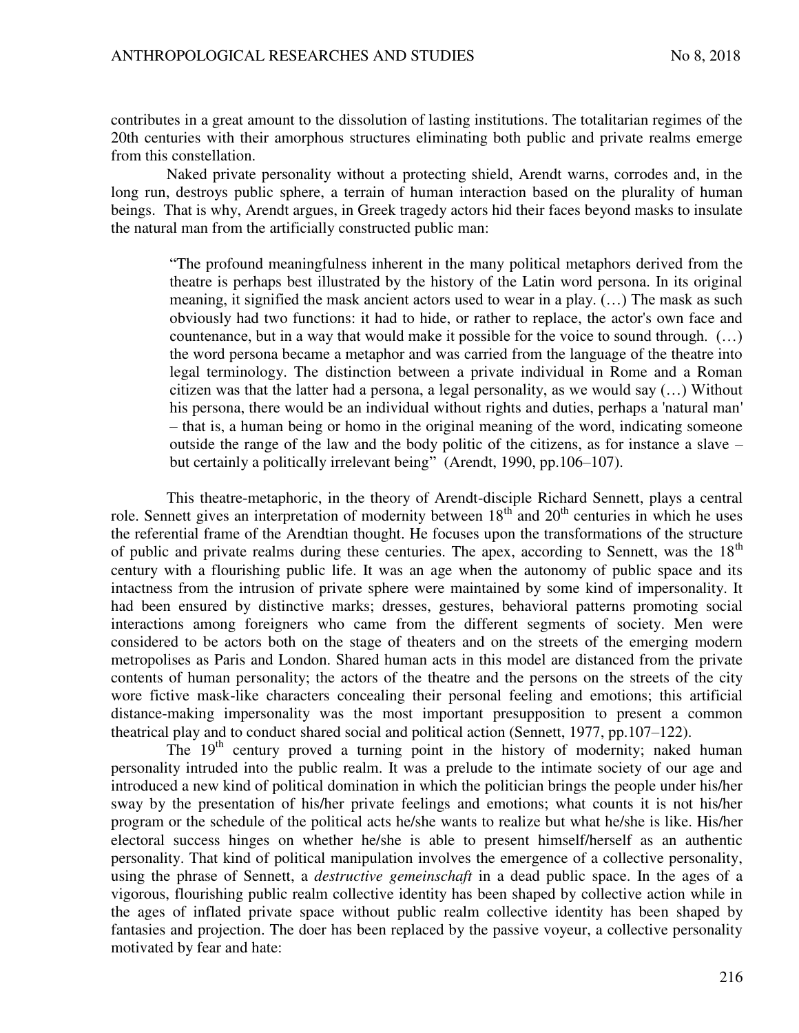contributes in a great amount to the dissolution of lasting institutions. The totalitarian regimes of the 20th centuries with their amorphous structures eliminating both public and private realms emerge from this constellation.

Naked private personality without a protecting shield, Arendt warns, corrodes and, in the long run, destroys public sphere, a terrain of human interaction based on the plurality of human beings. That is why, Arendt argues, in Greek tragedy actors hid their faces beyond masks to insulate the natural man from the artificially constructed public man:

> "The profound meaningfulness inherent in the many political metaphors derived from the theatre is perhaps best illustrated by the history of the Latin word persona. In its original meaning, it signified the mask ancient actors used to wear in a play. (…) The mask as such obviously had two functions: it had to hide, or rather to replace, the actor's own face and countenance, but in a way that would make it possible for the voice to sound through. (…) the word persona became a metaphor and was carried from the language of the theatre into legal terminology. The distinction between a private individual in Rome and a Roman citizen was that the latter had a persona, a legal personality, as we would say (…) Without his persona, there would be an individual without rights and duties, perhaps a 'natural man' – that is, a human being or homo in the original meaning of the word, indicating someone outside the range of the law and the body politic of the citizens, as for instance a slave – but certainly a politically irrelevant being" (Arendt, 1990, pp.106–107).

This theatre-metaphoric, in the theory of Arendt-disciple Richard Sennett, plays a central role. Sennett gives an interpretation of modernity between 18th and 20th centuries in which he uses the referential frame of the Arendtian thought. He focuses upon the transformations of the structure of public and private realms during these centuries. The apex, according to Sennett, was the 18th century with a flourishing public life. It was an age when the autonomy of public space and its intactness from the intrusion of private sphere were maintained by some kind of impersonality. It had been ensured by distinctive marks; dresses, gestures, behavioral patterns promoting social interactions among foreigners who came from the different segments of society. Men were considered to be actors both on the stage of theaters and on the streets of the emerging modern metropolises as Paris and London. Shared human acts in this model are distanced from the private contents of human personality; the actors of the theatre and the persons on the streets of the city wore fictive mask-like characters concealing their personal feeling and emotions; this artificial distance-making impersonality was the most important presupposition to present a common theatrical play and to conduct shared social and political action (Sennett, 1977, pp.107–122).

The 19th century proved a turning point in the history of modernity; naked human personality intruded into the public realm. It was a prelude to the intimate society of our age and introduced a new kind of political domination in which the politician brings the people under his/her sway by the presentation of his/her private feelings and emotions; what counts it is not his/her program or the schedule of the political acts he/she wants to realize but what he/she is like. His/her electoral success hinges on whether he/she is able to present himself/herself as an authentic personality. That kind of political manipulation involves the emergence of a collective personality, using the phrase of Sennett, a *destructive gemeinschaft* in a dead public space. In the ages of a vigorous, flourishing public realm collective identity has been shaped by collective action while in the ages of inflated private space without public realm collective identity has been shaped by fantasies and projection. The doer has been replaced by the passive voyeur, a collective personality motivated by fear and hate: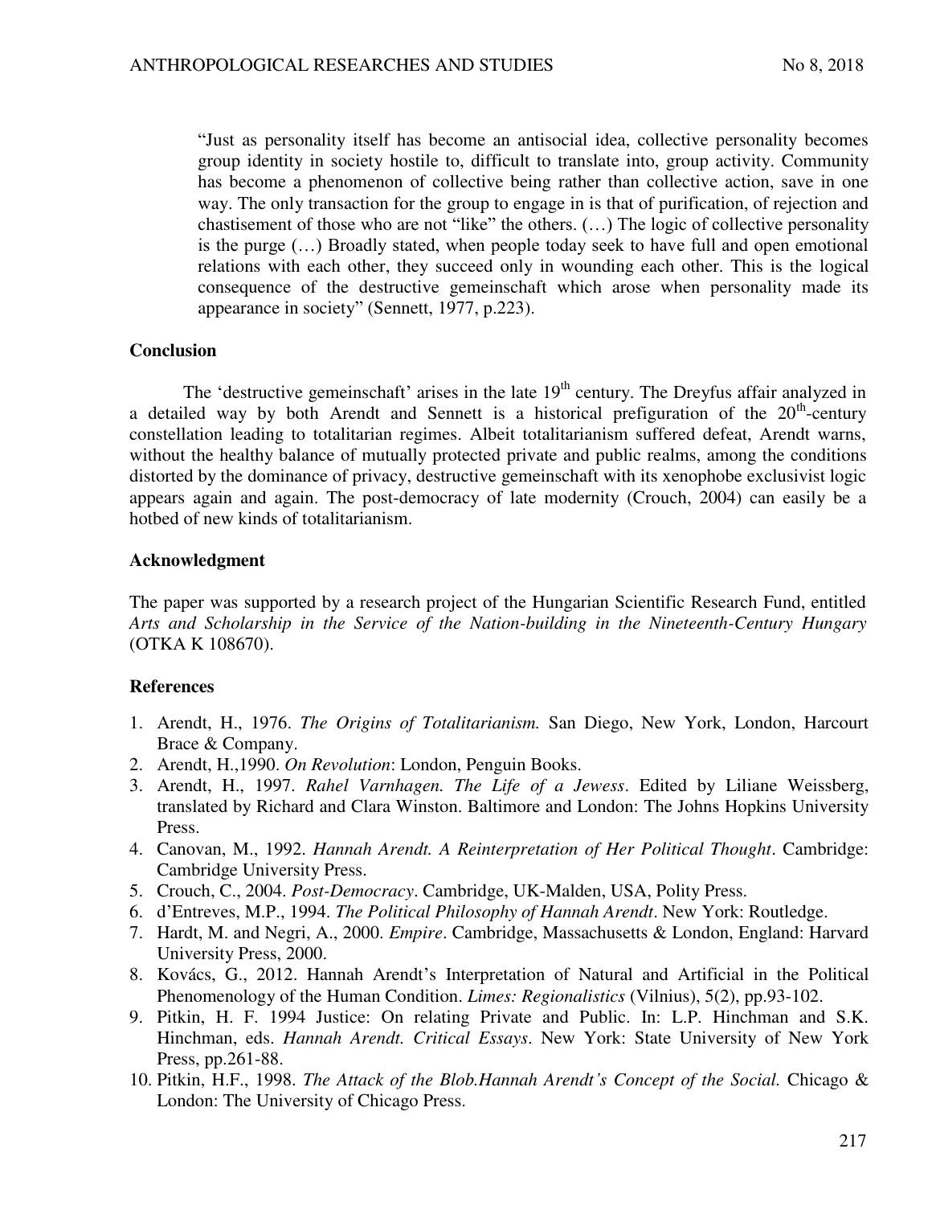> "Just as personality itself has become an antisocial idea, collective personality becomes group identity in society hostile to, difficult to translate into, group activity. Community has become a phenomenon of collective being rather than collective action, save in one way. The only transaction for the group to engage in is that of purification, of rejection and chastisement of those who are not "like" the others. (…) The logic of collective personality is the purge (…) Broadly stated, when people today seek to have full and open emotional relations with each other, they succeed only in wounding each other. This is the logical consequence of the destructive gemeinschaft which arose when personality made its appearance in society" (Sennett, 1977, p.223).

## Conclusion

The 'destructive gemeinschaft' arises in the late 19th century. The Dreyfus affair analyzed in a detailed way by both Arendt and Sennett is a historical prefiguration of the 20th-century constellation leading to totalitarian regimes. Albeit totalitarianism suffered defeat, Arendt warns, without the healthy balance of mutually protected private and public realms, among the conditions distorted by the dominance of privacy, destructive gemeinschaft with its xenophobe exclusivist logic appears again and again. The post-democracy of late modernity (Crouch, 2004) can easily be a hotbed of new kinds of totalitarianism.

## Acknowledgment

The paper was supported by a research project of the Hungarian Scientific Research Fund, entitled *Arts and Scholarship in the Service of the Nation-building in the Nineteenth-Century Hungary* (OTKA K 108670).

## References

1. Arendt, H., 1976. *The Origins of Totalitarianism.* San Diego, New York, London, Harcourt Brace & Company.
2. Arendt, H.,1990. *On Revolution*: London, Penguin Books.
3. Arendt, H., 1997. *Rahel Varnhagen. The Life of a Jewess*. Edited by Liliane Weissberg, translated by Richard and Clara Winston. Baltimore and London: The Johns Hopkins University Press.
4. Canovan, M., 1992. *Hannah Arendt. A Reinterpretation of Her Political Thought*. Cambridge: Cambridge University Press.
5. Crouch, C., 2004. *Post-Democracy*. Cambridge, UK-Malden, USA, Polity Press.
6. d'Entreves, M.P., 1994. *The Political Philosophy of Hannah Arendt*. New York: Routledge.
7. Hardt, M. and Negri, A., 2000. *Empire*. Cambridge, Massachusetts & London, England: Harvard University Press, 2000.
8. Kovács, G., 2012. Hannah Arendt's Interpretation of Natural and Artificial in the Political Phenomenology of the Human Condition. *Limes: Regionalistics* (Vilnius), 5(2), pp.93-102.
9. Pitkin, H. F. 1994 Justice: On relating Private and Public. In: L.P. Hinchman and S.K. Hinchman, eds. *Hannah Arendt. Critical Essays*. New York: State University of New York Press, pp.261-88.
10. Pitkin, H.F., 1998. *The Attack of the Blob.Hannah Arendt's Concept of the Social.* Chicago & London: The University of Chicago Press.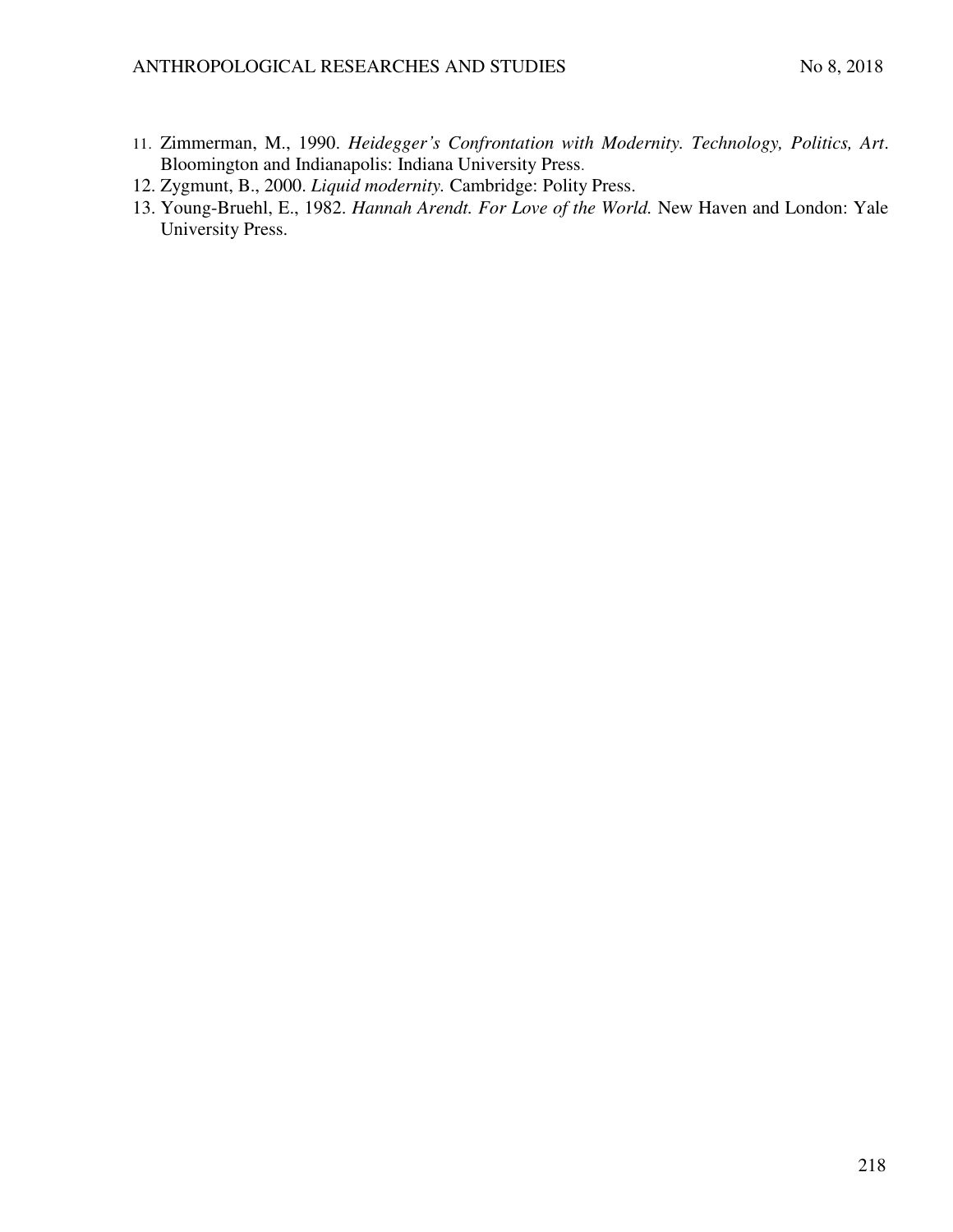11. Zimmerman, M., 1990. *Heidegger's Confrontation with Modernity. Technology, Politics, Art*. Bloomington and Indianapolis: Indiana University Press.
12. Zygmunt, B., 2000. *Liquid modernity.* Cambridge: Polity Press.
13. Young-Bruehl, E., 1982. *Hannah Arendt. For Love of the World.* New Haven and London: Yale University Press.